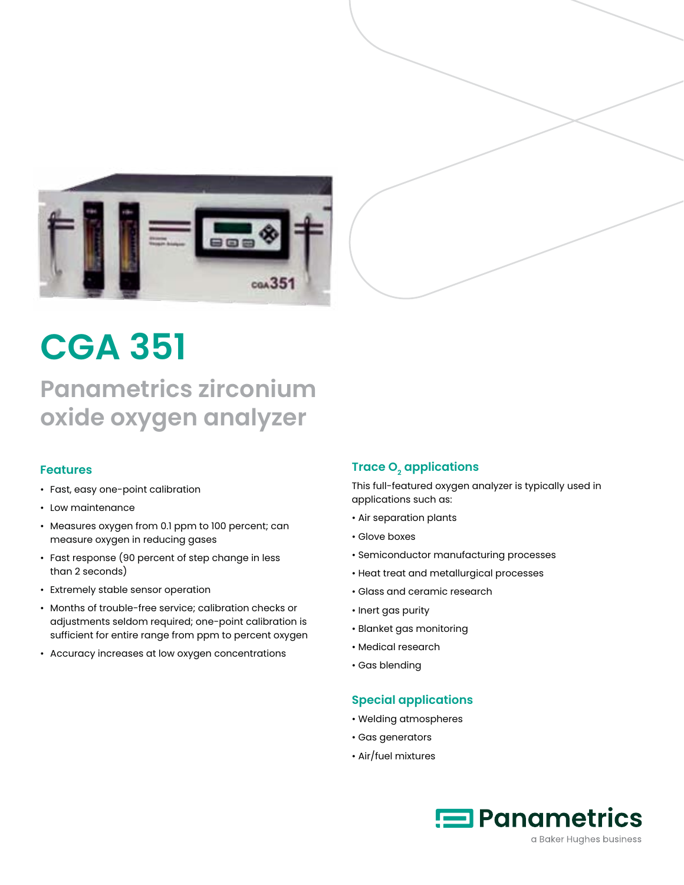# CGA 351

## Panametrics zirconium oxide oxygen analyzer

### Features

- Fast, easy one-point calibration
- Low maintenance
- Measures oxygen from 0.1 ppm to 100 percent; can measure oxygen in reducing gases
- Fast response (90 percent of step change in less than 2 seconds)
- Extremely stable sensor operation
- Months of trouble-free service; calibration checks or adjustments seldom required; one-point calibration is sufficient for entire range from ppm to percent oxygen
- Accuracy increases at low oxygen concentrations

### Trace $O_2$ applications

This full-featured oxygen analyzer is typically used in applications such as:

- Air separation plants
- Glove boxes
- Semiconductor manufacturing processes
- Heat treat and metallurgical processes
- Glass and ceramic research
- Inert gas purity
- Blanket gas monitoring
- Medical research
- Gas blending

### Special applications

- Welding atmospheres
- Gas generators
- Air/fuel mixtures

Panametrics
a Baker Hughes business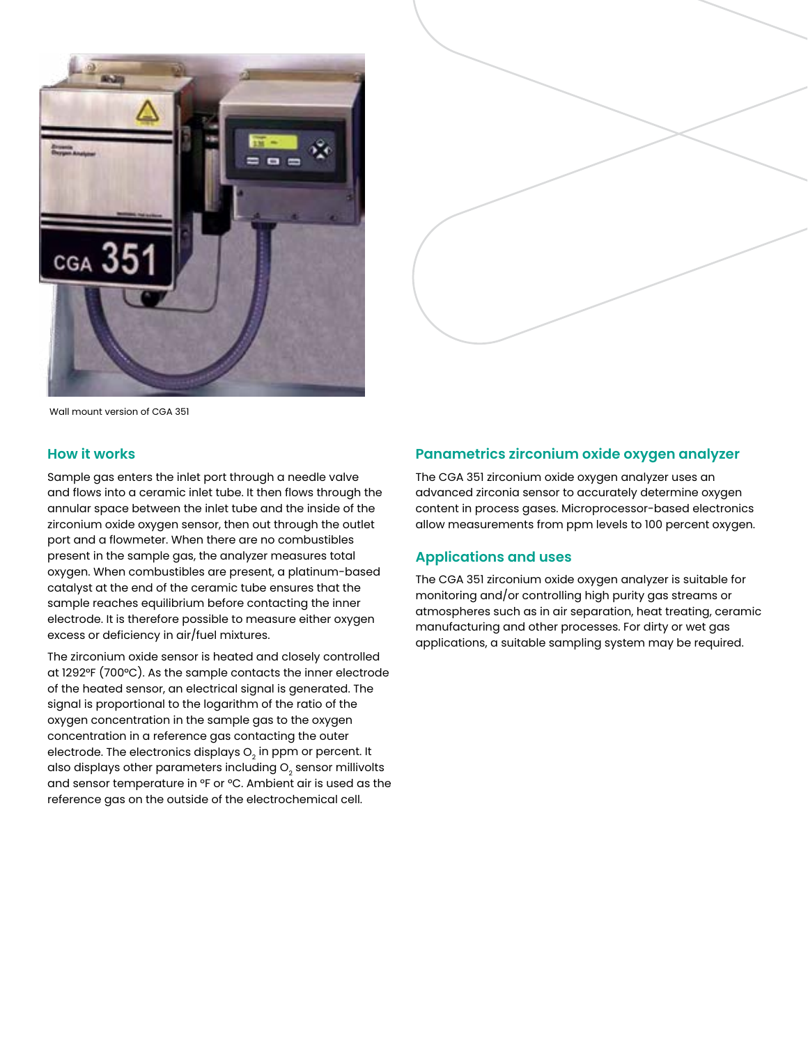Wall mount version of CGA 351

## How it works

Sample gas enters the inlet port through a needle valve and flows into a ceramic inlet tube. It then flows through the annular space between the inlet tube and the inside of the zirconium oxide oxygen sensor, then out through the outlet port and a flowmeter. When there are no combustibles present in the sample gas, the analyzer measures total oxygen. When combustibles are present, a platinum-based catalyst at the end of the ceramic tube ensures that the sample reaches equilibrium before contacting the inner electrode. It is therefore possible to measure either oxygen excess or deficiency in air/fuel mixtures.

The zirconium oxide sensor is heated and closely controlled at 1292°F (700°C). As the sample contacts the inner electrode of the heated sensor, an electrical signal is generated. The signal is proportional to the logarithm of the ratio of the oxygen concentration in the sample gas to the oxygen concentration in a reference gas contacting the outer electrode. The electronics displays $O_2$ in ppm or percent. It also displays other parameters including $O_2$ sensor millivolts and sensor temperature in °F or °C. Ambient air is used as the reference gas on the outside of the electrochemical cell.

## Panametrics zirconium oxide oxygen analyzer

The CGA 351 zirconium oxide oxygen analyzer uses an advanced zirconia sensor to accurately determine oxygen content in process gases. Microprocessor-based electronics allow measurements from ppm levels to 100 percent oxygen.

## Applications and uses

The CGA 351 zirconium oxide oxygen analyzer is suitable for monitoring and/or controlling high purity gas streams or atmospheres such as in air separation, heat treating, ceramic manufacturing and other processes. For dirty or wet gas applications, a suitable sampling system may be required.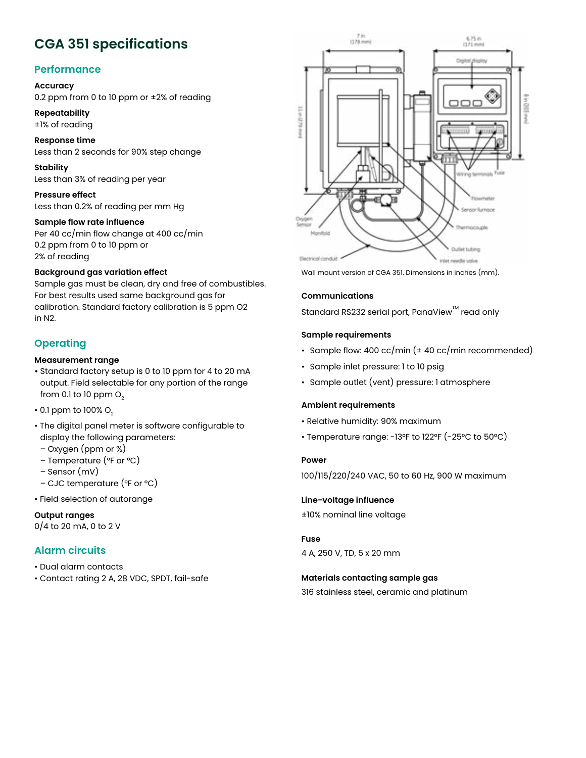# CGA 351 specifications

## Performance

**Accuracy**
0.2 ppm from 0 to 10 ppm or ±2% of reading

**Repeatability**
±1% of reading

**Response time**
Less than 2 seconds for 90% step change

**Stability**
Less than 3% of reading per year

**Pressure effect**
Less than 0.2% of reading per mm Hg

**Sample flow rate influence**
Per 40 cc/min flow change at 400 cc/min
0.2 ppm from 0 to 10 ppm or
2% of reading

**Background gas variation effect**
Sample gas must be clean, dry and free of combustibles. For best results used same background gas for calibration. Standard factory calibration is 5 ppm O2 in N2.

## Operating

**Measurement range**

- Standard factory setup is 0 to 10 ppm for 4 to 20 mA output. Field selectable for any portion of the range from 0.1 to 10 ppm $O_2$
- 0.1 ppm to 100% $O_2$
- The digital panel meter is software configurable to display the following parameters:
  - Oxygen (ppm or %)
  - Temperature (°F or °C)
  - Sensor (mV)
  - CJC temperature (°F or °C)
- Field selection of autorange

**Output ranges**
0/4 to 20 mA, 0 to 2 V

## Alarm circuits

- Dual alarm contacts
- Contact rating 2 A, 28 VDC, SPDT, fail-safe

Wall mount version of CGA 351. Dimensions in inches (mm).

**Communications**

Standard RS232 serial port, PanaView™ read only

**Sample requirements**

- Sample flow: 400 cc/min (± 40 cc/min recommended)
- Sample inlet pressure: 1 to 10 psig
- Sample outlet (vent) pressure: 1 atmosphere

**Ambient requirements**

- Relative humidity: 90% maximum
- Temperature range: -13°F to 122°F (-25°C to 50°C)

**Power**

100/115/220/240 VAC, 50 to 60 Hz, 900 W maximum

**Line-voltage influence**

±10% nominal line voltage

**Fuse**

4 A, 250 V, TD, 5 x 20 mm

**Materials contacting sample gas**

316 stainless steel, ceramic and platinum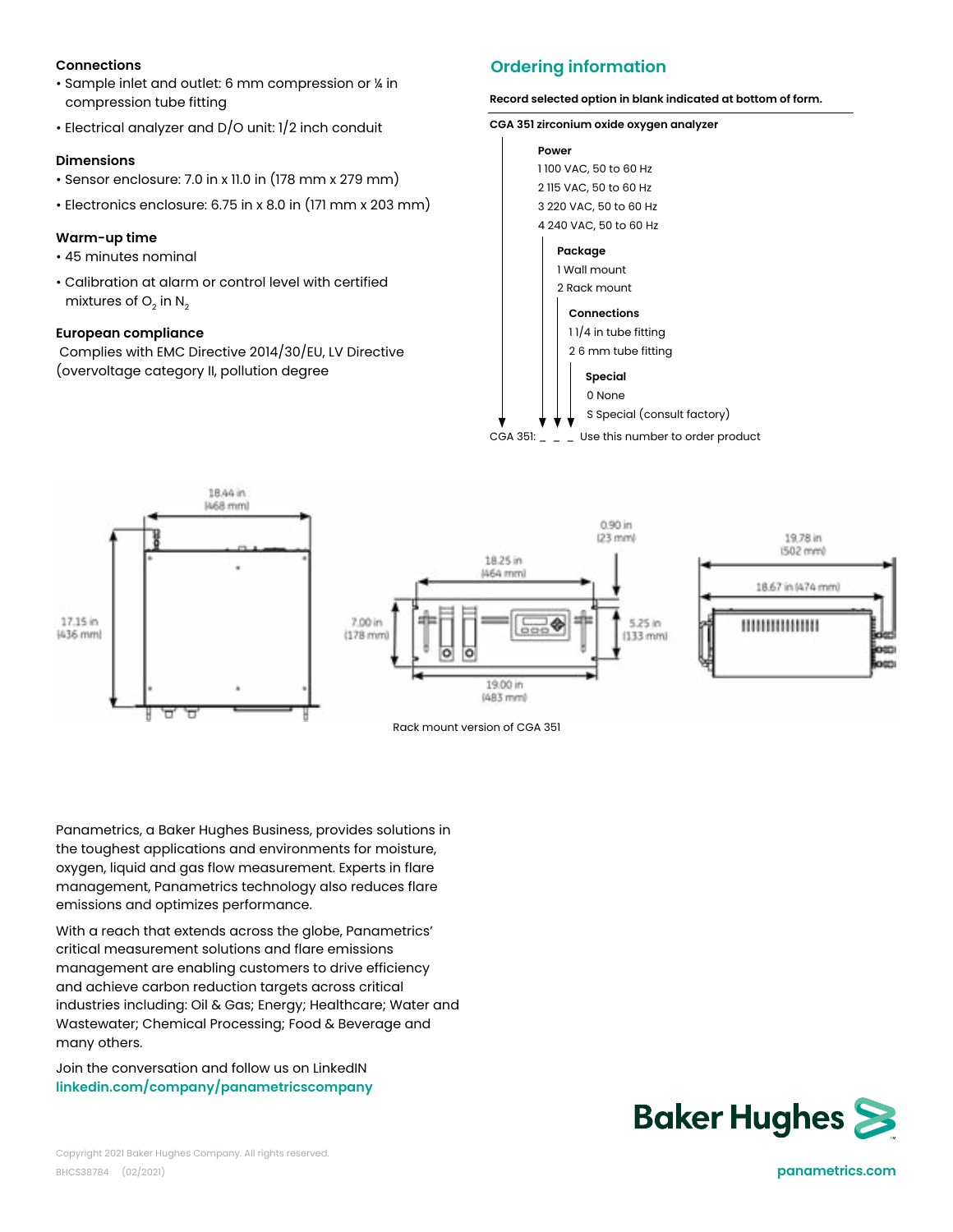### Connections

- Sample inlet and outlet: 6 mm compression or ¼ in compression tube fitting
- Electrical analyzer and D/O unit: 1/2 inch conduit

### Dimensions

- Sensor enclosure: 7.0 in x 11.0 in (178 mm x 279 mm)
- Electronics enclosure: 6.75 in x 8.0 in (171 mm x 203 mm)

### Warm-up time

- 45 minutes nominal
- Calibration at alarm or control level with certified mixtures of $O_2$ in $N_2$

### European compliance

Complies with EMC Directive 2014/30/EU, LV Directive (overvoltage category II, pollution degree

## Ordering information

**Record selected option in blank indicated at bottom of form.**

**CGA 351 zirconium oxide oxygen analyzer**

**Power**
1 100 VAC, 50 to 60 Hz
2 115 VAC, 50 to 60 Hz
3 220 VAC, 50 to 60 Hz
4 240 VAC, 50 to 60 Hz

**Package**
1 Wall mount
2 Rack mount

**Connections**
1 1/4 in tube fitting
2 6 mm tube fitting

**Special**
0 None
S Special (consult factory)

CGA 351: _ _ _ Use this number to order product

18.44 in (468 mm)
17.15 in (436 mm)
18.25 in (464 mm)
0.90 in (23 mm)
7.00 in (178 mm)
5.25 in (133 mm)
19.00 in (483 mm)
19.78 in (502 mm)
18.67 in (474 mm)

Rack mount version of CGA 351

Panametrics, a Baker Hughes Business, provides solutions in the toughest applications and environments for moisture, oxygen, liquid and gas flow measurement. Experts in flare management, Panametrics technology also reduces flare emissions and optimizes performance.

With a reach that extends across the globe, Panametrics' critical measurement solutions and flare emissions management are enabling customers to drive efficiency and achieve carbon reduction targets across critical industries including: Oil & Gas; Energy; Healthcare; Water and Wastewater; Chemical Processing; Food & Beverage and many others.

Join the conversation and follow us on LinkedIN
linkedin.com/company/panametricscompany

Copyright 2021 Baker Hughes Company. All rights reserved.

BHCS38784 (02/2021)

Baker Hughes

panametrics.com